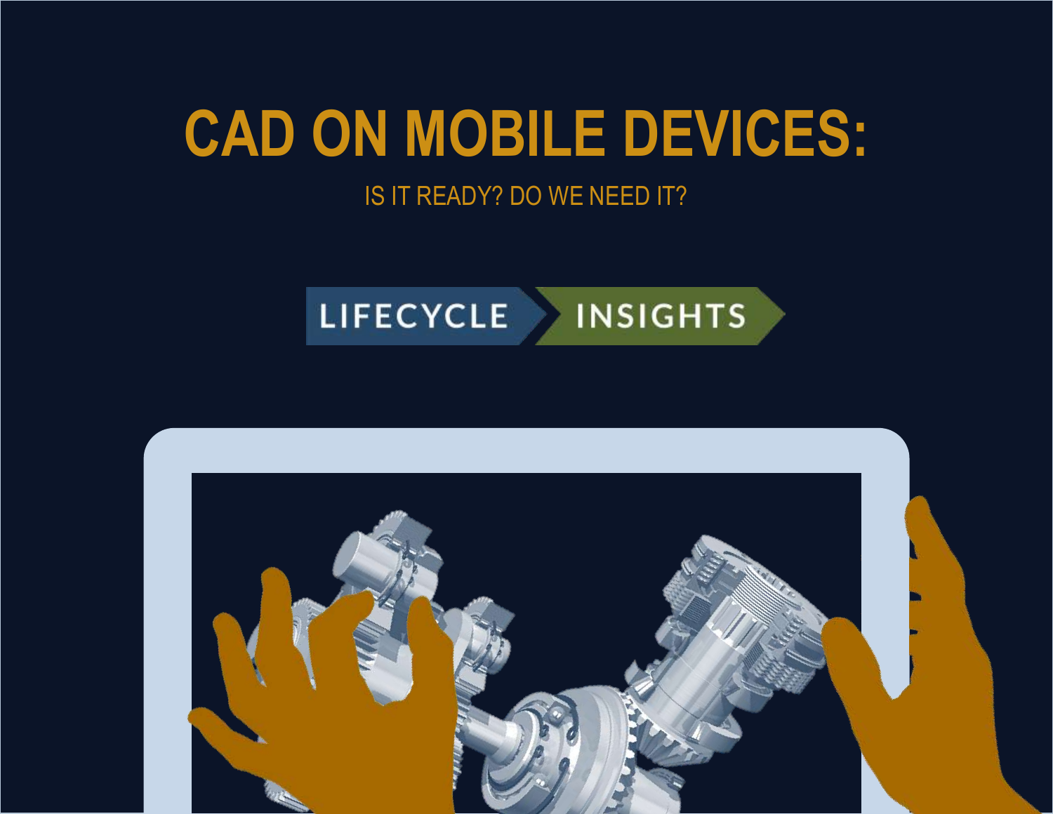# CAD ON MOBILE DEVICES:

IS IT READY? DO WE NEED IT?

LIFECYCLE INSIGHTS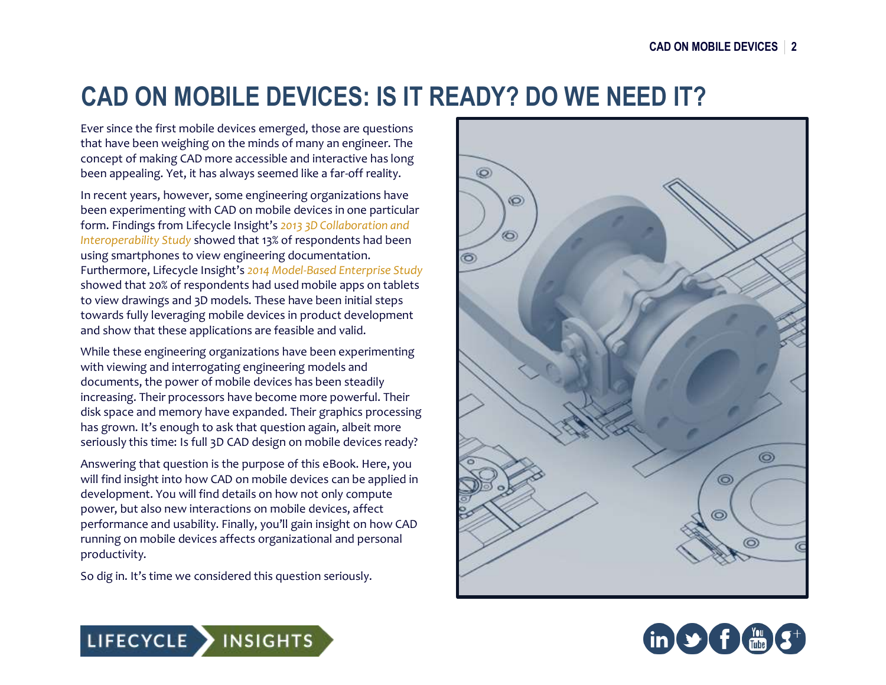# CAD ON MOBILE DEVICES: IS IT READY? DO WE NEED IT?

Ever since the first mobile devices emerged, those are questions that have been weighing on the minds of many an engineer. The concept of making CAD more accessible and interactive has long been appealing. Yet, it has always seemed like a far-off reality.

In recent years, however, some engineering organizations have been experimenting with CAD on mobile devices in one particular form. Findings from Lifecycle Insight's *2013 3D Collaboration and Interoperability Study* showed that 13% of respondents had been using smartphones to view engineering documentation. Furthermore, Lifecycle Insight's *2014 Model-Based Enterprise Study* showed that 20% of respondents had used mobile apps on tablets to view drawings and 3D models. These have been initial steps towards fully leveraging mobile devices in product development and show that these applications are feasible and valid.

While these engineering organizations have been experimenting with viewing and interrogating engineering models and documents, the power of mobile devices has been steadily increasing. Their processors have become more powerful. Their disk space and memory have expanded. Their graphics processing has grown. It's enough to ask that question again, albeit more seriously this time: Is full 3D CAD design on mobile devices ready?

Answering that question is the purpose of this eBook. Here, you will find insight into how CAD on mobile devices can be applied in development. You will find details on how not only compute power, but also new interactions on mobile devices, affect performance and usability. Finally, you'll gain insight on how CAD running on mobile devices affects organizational and personal productivity.

So dig in. It's time we considered this question seriously.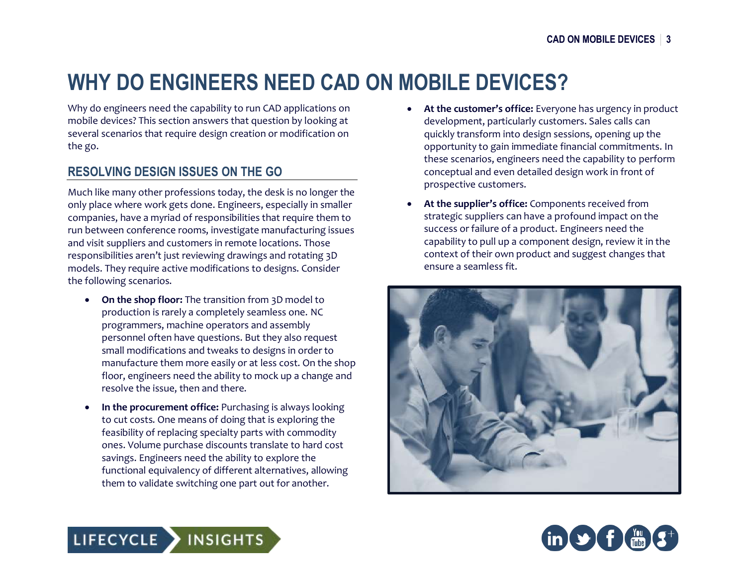# WHY DO ENGINEERS NEED CAD ON MOBILE DEVICES?

Why do engineers need the capability to run CAD applications on mobile devices? This section answers that question by looking at several scenarios that require design creation or modification on the go.

## RESOLVING DESIGN ISSUES ON THE GO

Much like many other professions today, the desk is no longer the only place where work gets done. Engineers, especially in smaller companies, have a myriad of responsibilities that require them to run between conference rooms, investigate manufacturing issues and visit suppliers and customers in remote locations. Those responsibilities aren't just reviewing drawings and rotating 3D models. They require active modifications to designs. Consider the following scenarios.

- **On the shop floor:** The transition from 3D model to production is rarely a completely seamless one. NC programmers, machine operators and assembly personnel often have questions. But they also request small modifications and tweaks to designs in order to manufacture them more easily or at less cost. On the shop floor, engineers need the ability to mock up a change and resolve the issue, then and there.
- **In the procurement office:** Purchasing is always looking to cut costs. One means of doing that is exploring the feasibility of replacing specialty parts with commodity ones. Volume purchase discounts translate to hard cost savings. Engineers need the ability to explore the functional equivalency of different alternatives, allowing them to validate switching one part out for another.
- **At the customer's office:** Everyone has urgency in product development, particularly customers. Sales calls can quickly transform into design sessions, opening up the opportunity to gain immediate financial commitments. In these scenarios, engineers need the capability to perform conceptual and even detailed design work in front of prospective customers.
- **At the supplier's office:** Components received from strategic suppliers can have a profound impact on the success or failure of a product. Engineers need the capability to pull up a component design, review it in the context of their own product and suggest changes that ensure a seamless fit.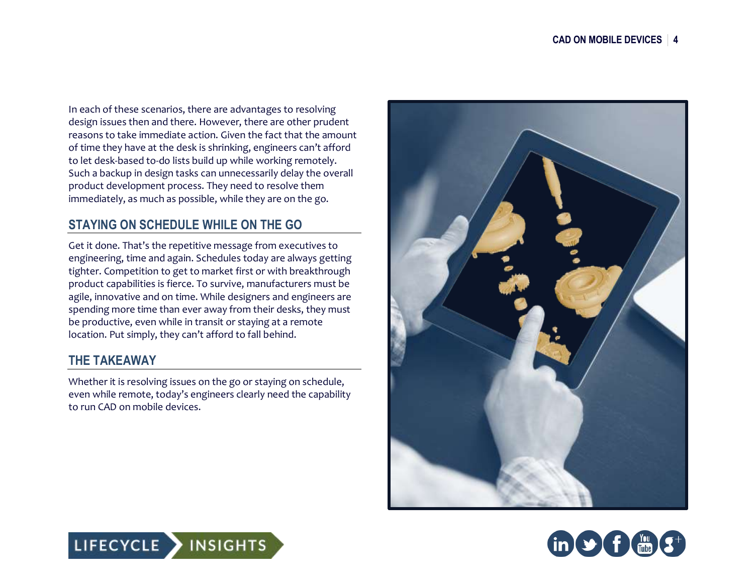In each of these scenarios, there are advantages to resolving design issues then and there. However, there are other prudent reasons to take immediate action. Given the fact that the amount of time they have at the desk is shrinking, engineers can't afford to let desk-based to-do lists build up while working remotely. Such a backup in design tasks can unnecessarily delay the overall product development process. They need to resolve them immediately, as much as possible, while they are on the go.

## STAYING ON SCHEDULE WHILE ON THE GO

Get it done. That's the repetitive message from executives to engineering, time and again. Schedules today are always getting tighter. Competition to get to market first or with breakthrough product capabilities is fierce. To survive, manufacturers must be agile, innovative and on time. While designers and engineers are spending more time than ever away from their desks, they must be productive, even while in transit or staying at a remote location. Put simply, they can't afford to fall behind.

## THE TAKEAWAY

Whether it is resolving issues on the go or staying on schedule, even while remote, today's engineers clearly need the capability to run CAD on mobile devices.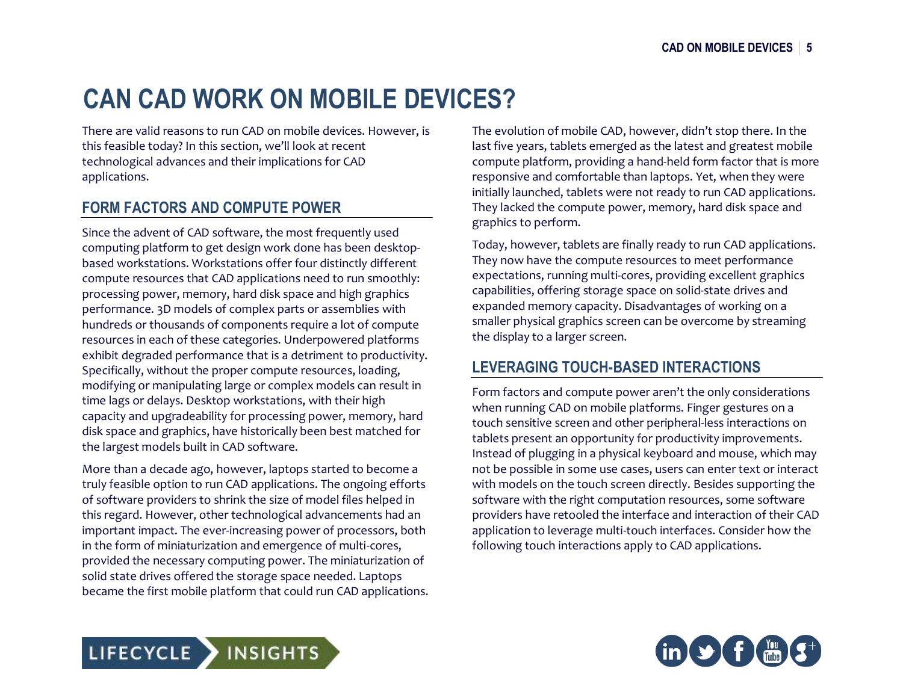# CAN CAD WORK ON MOBILE DEVICES?

There are valid reasons to run CAD on mobile devices. However, is this feasible today? In this section, we'll look at recent technological advances and their implications for CAD applications.

## FORM FACTORS AND COMPUTE POWER

Since the advent of CAD software, the most frequently used computing platform to get design work done has been desktop-based workstations. Workstations offer four distinctly different compute resources that CAD applications need to run smoothly: processing power, memory, hard disk space and high graphics performance. 3D models of complex parts or assemblies with hundreds or thousands of components require a lot of compute resources in each of these categories. Underpowered platforms exhibit degraded performance that is a detriment to productivity. Specifically, without the proper compute resources, loading, modifying or manipulating large or complex models can result in time lags or delays. Desktop workstations, with their high capacity and upgradeability for processing power, memory, hard disk space and graphics, have historically been best matched for the largest models built in CAD software.

More than a decade ago, however, laptops started to become a truly feasible option to run CAD applications. The ongoing efforts of software providers to shrink the size of model files helped in this regard. However, other technological advancements had an important impact. The ever-increasing power of processors, both in the form of miniaturization and emergence of multi-cores, provided the necessary computing power. The miniaturization of solid state drives offered the storage space needed. Laptops became the first mobile platform that could run CAD applications.

The evolution of mobile CAD, however, didn't stop there. In the last five years, tablets emerged as the latest and greatest mobile compute platform, providing a hand-held form factor that is more responsive and comfortable than laptops. Yet, when they were initially launched, tablets were not ready to run CAD applications. They lacked the compute power, memory, hard disk space and graphics to perform.

Today, however, tablets are finally ready to run CAD applications. They now have the compute resources to meet performance expectations, running multi-cores, providing excellent graphics capabilities, offering storage space on solid-state drives and expanded memory capacity. Disadvantages of working on a smaller physical graphics screen can be overcome by streaming the display to a larger screen.

## LEVERAGING TOUCH-BASED INTERACTIONS

Form factors and compute power aren't the only considerations when running CAD on mobile platforms. Finger gestures on a touch sensitive screen and other peripheral-less interactions on tablets present an opportunity for productivity improvements. Instead of plugging in a physical keyboard and mouse, which may not be possible in some use cases, users can enter text or interact with models on the touch screen directly. Besides supporting the software with the right computation resources, some software providers have retooled the interface and interaction of their CAD application to leverage multi-touch interfaces. Consider how the following touch interactions apply to CAD applications.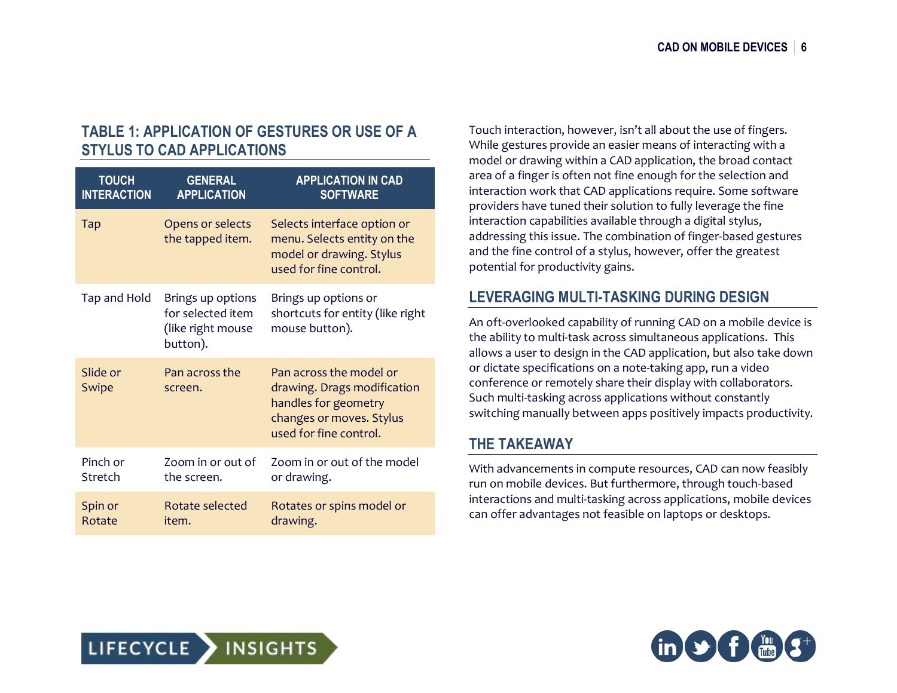## TABLE 1: APPLICATION OF GESTURES OR USE OF A STYLUS TO CAD APPLICATIONS

| TOUCH INTERACTION | GENERAL APPLICATION | APPLICATION IN CAD SOFTWARE |
|---|---|---|
| Tap | Opens or selects the tapped item. | Selects interface option or menu. Selects entity on the model or drawing. Stylus used for fine control. |
| Tap and Hold | Brings up options for selected item (like right mouse button). | Brings up options or shortcuts for entity (like right mouse button). |
| Slide or Swipe | Pan across the screen. | Pan across the model or drawing. Drags modification handles for geometry changes or moves. Stylus used for fine control. |
| Pinch or Stretch | Zoom in or out of the screen. | Zoom in or out of the model or drawing. |
| Spin or Rotate | Rotate selected item. | Rotates or spins model or drawing. |

Touch interaction, however, isn't all about the use of fingers. While gestures provide an easier means of interacting with a model or drawing within a CAD application, the broad contact area of a finger is often not fine enough for the selection and interaction work that CAD applications require. Some software providers have tuned their solution to fully leverage the fine interaction capabilities available through a digital stylus, addressing this issue. The combination of finger-based gestures and the fine control of a stylus, however, offer the greatest potential for productivity gains.

## LEVERAGING MULTI-TASKING DURING DESIGN

An oft-overlooked capability of running CAD on a mobile device is the ability to multi-task across simultaneous applications. This allows a user to design in the CAD application, but also take down or dictate specifications on a note-taking app, run a video conference or remotely share their display with collaborators. Such multi-tasking across applications without constantly switching manually between apps positively impacts productivity.

## THE TAKEAWAY

With advancements in compute resources, CAD can now feasibly run on mobile devices. But furthermore, through touch-based interactions and multi-tasking across applications, mobile devices can offer advantages not feasible on laptops or desktops.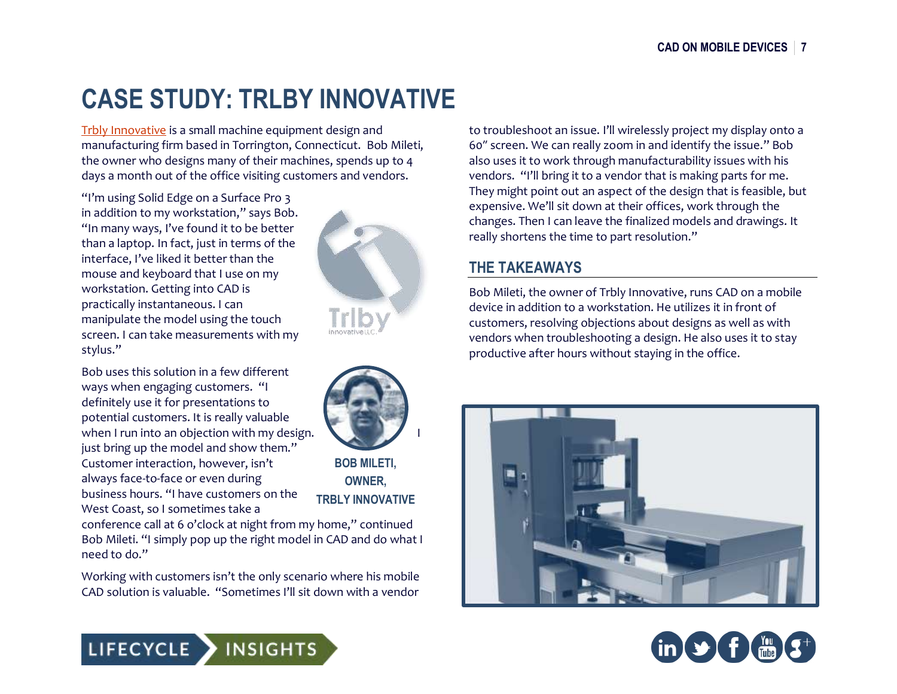# CASE STUDY: TRLBY INNOVATIVE

Trbly Innovative is a small machine equipment design and manufacturing firm based in Torrington, Connecticut. Bob Mileti, the owner who designs many of their machines, spends up to 4 days a month out of the office visiting customers and vendors.

"I'm using Solid Edge on a Surface Pro 3 in addition to my workstation," says Bob. "In many ways, I've found it to be better than a laptop. In fact, just in terms of the interface, I've liked it better than the mouse and keyboard that I use on my workstation. Getting into CAD is practically instantaneous. I can manipulate the model using the touch screen. I can take measurements with my stylus."

Bob uses this solution in a few different ways when engaging customers. "I definitely use it for presentations to potential customers. It is really valuable when I run into an objection with my design. I just bring up the model and show them." Customer interaction, however, isn't always face-to-face or even during business hours. "I have customers on the West Coast, so I sometimes take a conference call at 6 o'clock at night from my home," continued Bob Mileti. "I simply pop up the right model in CAD and do what I need to do."

**BOB MILETI, OWNER, TRBLY INNOVATIVE**

Working with customers isn't the only scenario where his mobile CAD solution is valuable. "Sometimes I'll sit down with a vendor to troubleshoot an issue. I'll wirelessly project my display onto a 60" screen. We can really zoom in and identify the issue." Bob also uses it to work through manufacturability issues with his vendors. "I'll bring it to a vendor that is making parts for me. They might point out an aspect of the design that is feasible, but expensive. We'll sit down at their offices, work through the changes. Then I can leave the finalized models and drawings. It really shortens the time to part resolution."

## THE TAKEAWAYS

Bob Mileti, the owner of Trbly Innovative, runs CAD on a mobile device in addition to a workstation. He utilizes it in front of customers, resolving objections about designs as well as with vendors when troubleshooting a design. He also uses it to stay productive after hours without staying in the office.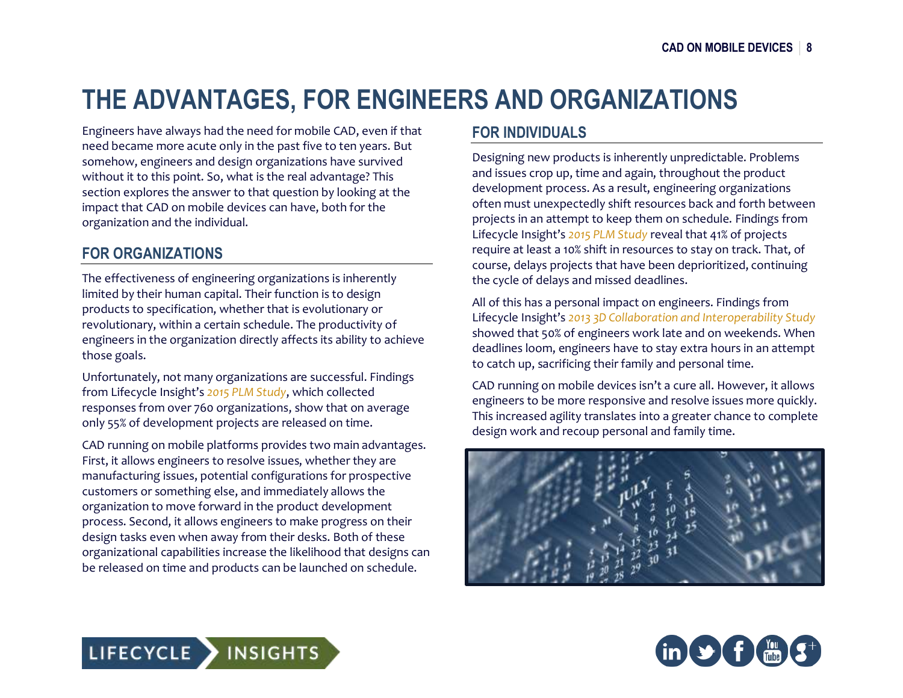# THE ADVANTAGES, FOR ENGINEERS AND ORGANIZATIONS

Engineers have always had the need for mobile CAD, even if that need became more acute only in the past five to ten years. But somehow, engineers and design organizations have survived without it to this point. So, what is the real advantage? This section explores the answer to that question by looking at the impact that CAD on mobile devices can have, both for the organization and the individual.

## FOR ORGANIZATIONS

The effectiveness of engineering organizations is inherently limited by their human capital. Their function is to design products to specification, whether that is evolutionary or revolutionary, within a certain schedule. The productivity of engineers in the organization directly affects its ability to achieve those goals.

Unfortunately, not many organizations are successful. Findings from Lifecycle Insight's *2015 PLM Study*, which collected responses from over 760 organizations, show that on average only 55% of development projects are released on time.

CAD running on mobile platforms provides two main advantages. First, it allows engineers to resolve issues, whether they are manufacturing issues, potential configurations for prospective customers or something else, and immediately allows the organization to move forward in the product development process. Second, it allows engineers to make progress on their design tasks even when away from their desks. Both of these organizational capabilities increase the likelihood that designs can be released on time and products can be launched on schedule.

## FOR INDIVIDUALS

Designing new products is inherently unpredictable. Problems and issues crop up, time and again, throughout the product development process. As a result, engineering organizations often must unexpectedly shift resources back and forth between projects in an attempt to keep them on schedule. Findings from Lifecycle Insight's *2015 PLM Study* reveal that 41% of projects require at least a 10% shift in resources to stay on track. That, of course, delays projects that have been deprioritized, continuing the cycle of delays and missed deadlines.

All of this has a personal impact on engineers. Findings from Lifecycle Insight's *2013 3D Collaboration and Interoperability Study* showed that 50% of engineers work late and on weekends. When deadlines loom, engineers have to stay extra hours in an attempt to catch up, sacrificing their family and personal time.

CAD running on mobile devices isn't a cure all. However, it allows engineers to be more responsive and resolve issues more quickly. This increased agility translates into a greater chance to complete design work and recoup personal and family time.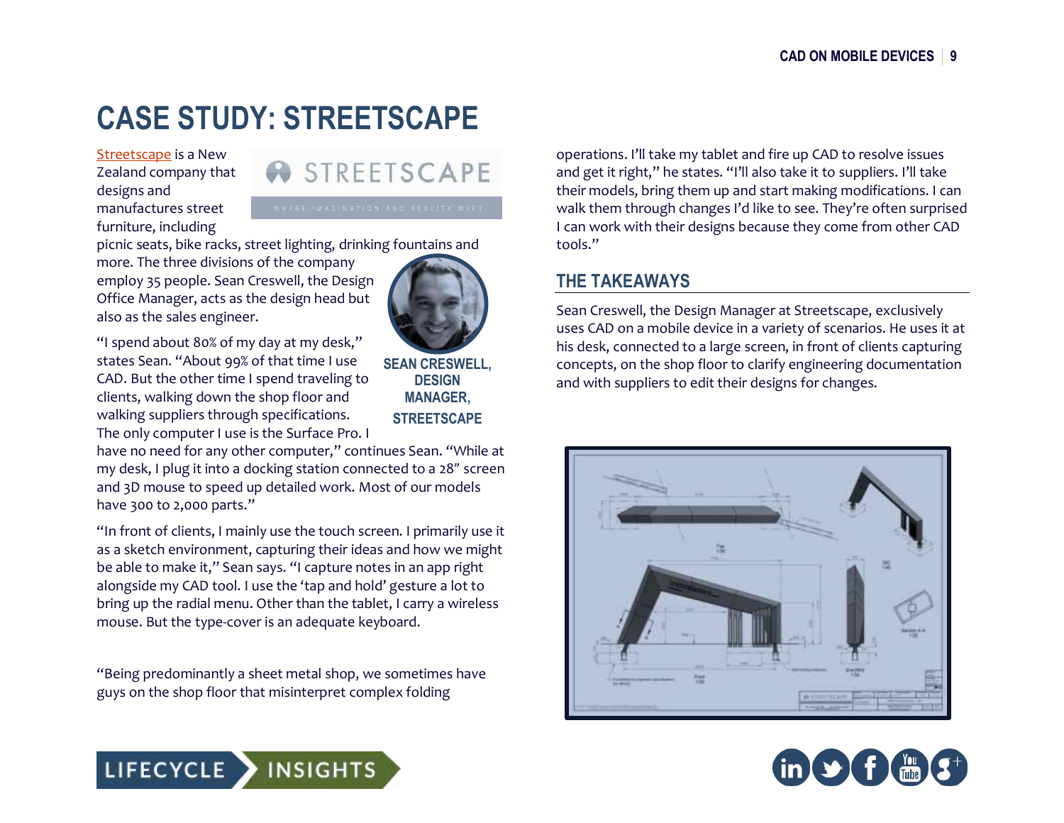# CASE STUDY: STREETSCAPE

Streetscape is a New Zealand company that designs and manufactures street furniture, including picnic seats, bike racks, street lighting, drinking fountains and more. The three divisions of the company employ 35 people. Sean Creswell, the Design Office Manager, acts as the design head but also as the sales engineer.

**SEAN CRESWELL, DESIGN MANAGER, STREETSCAPE**

"I spend about 80% of my day at my desk," states Sean. "About 99% of that time I use CAD. But the other time I spend traveling to clients, walking down the shop floor and walking suppliers through specifications. The only computer I use is the Surface Pro. I have no need for any other computer," continues Sean. "While at my desk, I plug it into a docking station connected to a 28" screen and 3D mouse to speed up detailed work. Most of our models have 300 to 2,000 parts."

"In front of clients, I mainly use the touch screen. I primarily use it as a sketch environment, capturing their ideas and how we might be able to make it," Sean says. "I capture notes in an app right alongside my CAD tool. I use the 'tap and hold' gesture a lot to bring up the radial menu. Other than the tablet, I carry a wireless mouse. But the type-cover is an adequate keyboard.

"Being predominantly a sheet metal shop, we sometimes have guys on the shop floor that misinterpret complex folding operations. I'll take my tablet and fire up CAD to resolve issues and get it right," he states. "I'll also take it to suppliers. I'll take their models, bring them up and start making modifications. I can walk them through changes I'd like to see. They're often surprised I can work with their designs because they come from other CAD tools."

## THE TAKEAWAYS

Sean Creswell, the Design Manager at Streetscape, exclusively uses CAD on a mobile device in a variety of scenarios. He uses it at his desk, connected to a large screen, in front of clients capturing concepts, on the shop floor to clarify engineering documentation and with suppliers to edit their designs for changes.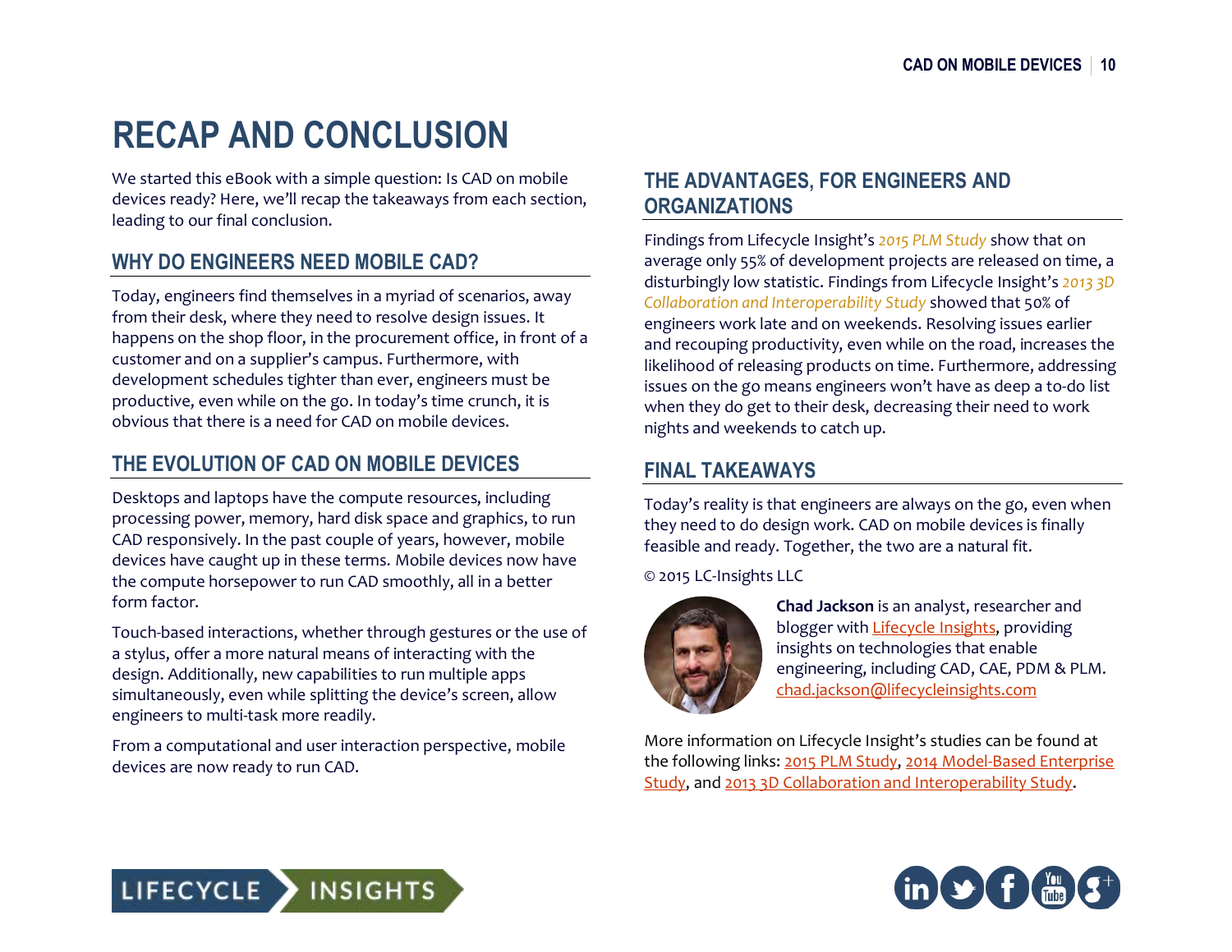# RECAP AND CONCLUSION

We started this eBook with a simple question: Is CAD on mobile devices ready? Here, we'll recap the takeaways from each section, leading to our final conclusion.

## WHY DO ENGINEERS NEED MOBILE CAD?

Today, engineers find themselves in a myriad of scenarios, away from their desk, where they need to resolve design issues. It happens on the shop floor, in the procurement office, in front of a customer and on a supplier's campus. Furthermore, with development schedules tighter than ever, engineers must be productive, even while on the go. In today's time crunch, it is obvious that there is a need for CAD on mobile devices.

## THE EVOLUTION OF CAD ON MOBILE DEVICES

Desktops and laptops have the compute resources, including processing power, memory, hard disk space and graphics, to run CAD responsively. In the past couple of years, however, mobile devices have caught up in these terms. Mobile devices now have the compute horsepower to run CAD smoothly, all in a better form factor.

Touch-based interactions, whether through gestures or the use of a stylus, offer a more natural means of interacting with the design. Additionally, new capabilities to run multiple apps simultaneously, even while splitting the device's screen, allow engineers to multi-task more readily.

From a computational and user interaction perspective, mobile devices are now ready to run CAD.

## THE ADVANTAGES, FOR ENGINEERS AND ORGANIZATIONS

Findings from Lifecycle Insight's *2015 PLM Study* show that on average only 55% of development projects are released on time, a disturbingly low statistic. Findings from Lifecycle Insight's *2013 3D Collaboration and Interoperability Study* showed that 50% of engineers work late and on weekends. Resolving issues earlier and recouping productivity, even while on the road, increases the likelihood of releasing products on time. Furthermore, addressing issues on the go means engineers won't have as deep a to-do list when they do get to their desk, decreasing their need to work nights and weekends to catch up.

## FINAL TAKEAWAYS

Today's reality is that engineers are always on the go, even when they need to do design work. CAD on mobile devices is finally feasible and ready. Together, the two are a natural fit.

© 2015 LC-Insights LLC

**Chad Jackson** is an analyst, researcher and blogger with Lifecycle Insights, providing insights on technologies that enable engineering, including CAD, CAE, PDM & PLM. chad.jackson@lifecycleinsights.com

More information on Lifecycle Insight's studies can be found at the following links: 2015 PLM Study, 2014 Model-Based Enterprise Study, and 2013 3D Collaboration and Interoperability Study.

LIFECYCLE INSIGHTS